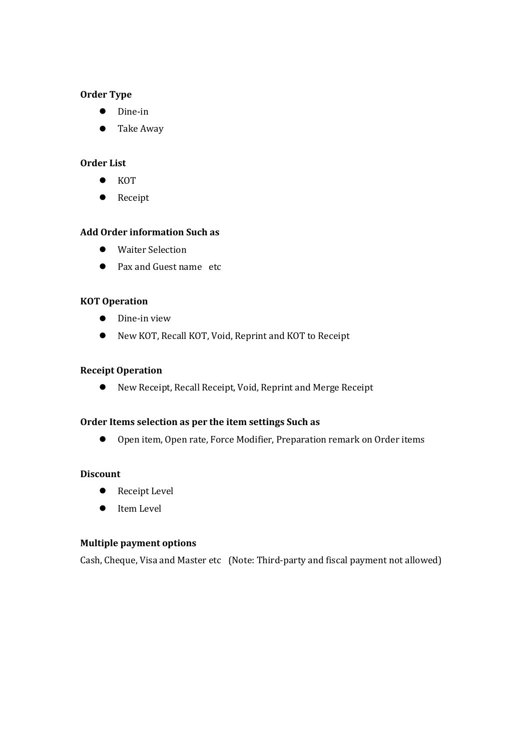**Order Type**

- Dine-in
- Take Away

**Order List**

- KOT
- Receipt

**Add Order information Such as**

- Waiter Selection
- Pax and Guest name etc

**KOT Operation**

- Dine-in view
- New KOT, Recall KOT, Void, Reprint and KOT to Receipt

**Receipt Operation**

- New Receipt, Recall Receipt, Void, Reprint and Merge Receipt

**Order Items selection as per the item settings Such as**

- Open item, Open rate, Force Modifier, Preparation remark on Order items

**Discount**

- Receipt Level
- Item Level

**Multiple payment options**

Cash, Cheque, Visa and Master etc (Note: Third-party and fiscal payment not allowed)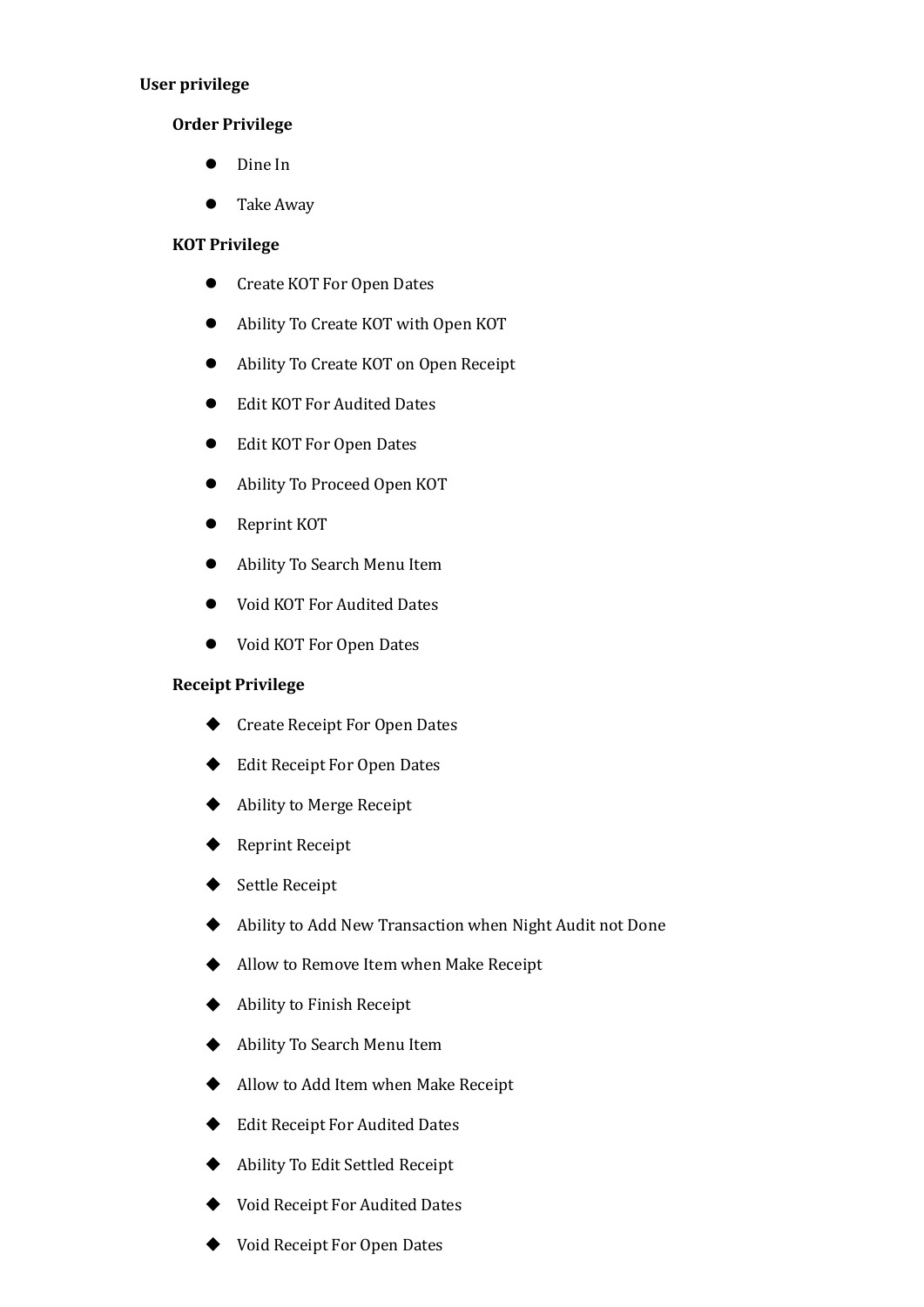**User privilege**

**Order Privilege**

- Dine In
- Take Away

**KOT Privilege**

- Create KOT For Open Dates
- Ability To Create KOT with Open KOT
- Ability To Create KOT on Open Receipt
- Edit KOT For Audited Dates
- Edit KOT For Open Dates
- Ability To Proceed Open KOT
- Reprint KOT
- Ability To Search Menu Item
- Void KOT For Audited Dates
- Void KOT For Open Dates

**Receipt Privilege**

- Create Receipt For Open Dates
- Edit Receipt For Open Dates
- Ability to Merge Receipt
- Reprint Receipt
- Settle Receipt
- Ability to Add New Transaction when Night Audit not Done
- Allow to Remove Item when Make Receipt
- Ability to Finish Receipt
- Ability To Search Menu Item
- Allow to Add Item when Make Receipt
- Edit Receipt For Audited Dates
- Ability To Edit Settled Receipt
- Void Receipt For Audited Dates
- Void Receipt For Open Dates